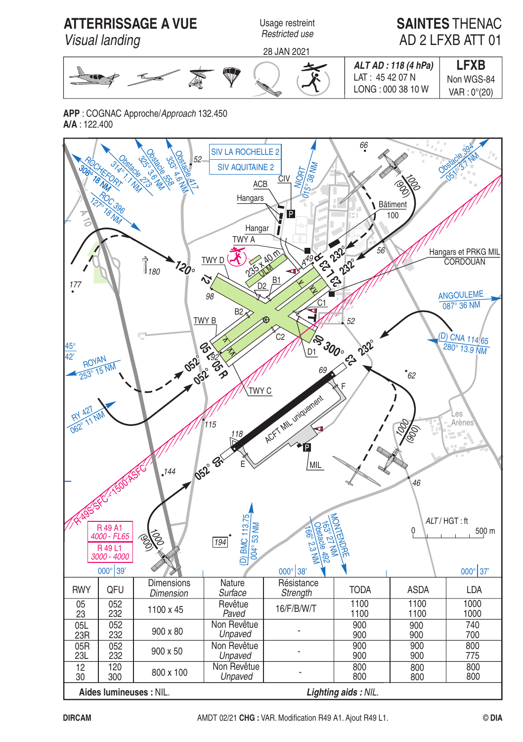# ATTERRISSAGE A VUE
*Visual landing*

Usage restreint
*Restricted use*

28 JAN 2021

# SAINTES THENAC
## AD 2 LFXB ATT 01

| *ALT AD : 118 (4 hPa)* | **LFXB** |
|---|---|
| LAT : 45 42 07 N | Non WGS-84 |
| LONG : 000 38 10 W | VAR : 0°(20) |

**APP** : COGNAC Approche/*Approach* 132.450
**A/A** : 122.400

SIV LA ROCHELLE 2
SIV AQUITAINE 2

ROCHEFORT 308° 18 NM
ROC 396 127° 18 NM
Obstacle 273 314° 1.1 NM
Obstacle 558 325° 3.6 NM
Obstacle 417 333° 4.6 NM
NIORT 015° 38 NM
Obstacle 394 051° 3.7 NM
ANGOULEME 087° 36 NM
(D) CNA 114.65 280° 13.9 NM
ROYAN 253° 15 NM
RY 427 062° 11 NM
(D) BMC 113.75 004° 53 NM
MONTENDRE 163° 27 NM
Obstacle 492 169° 2.3 NM

ACB, CIV, Hangars, Hangar, Bâtiment 100, Hangars et PRKG MIL CORDOUAN, TWY A, TWY B, TWY C, TWY D, 235 x 40 m ULM, ACFT MIL uniquement, MIL

R-49S-SFC-1500-ASFC

| R 49 A1 |
|---|
| *4000 - FL65* |
| R 49 L1 |
| *3000 - 4000* |

*ALT / HGT : ft*

| RWY | QFU | Dimensions *Dimension* | Nature *Surface* | Résistance *Strength* | TODA | ASDA | LDA |
|---|---|---|---|---|---|---|---|
| 05<br>23 | 052<br>232 | 1100 x 45 | Revêtue<br>*Paved* | 16/F/B/W/T | 1100<br>1100 | 1100<br>1100 | 1000<br>1000 |
| 05L<br>23R | 052<br>232 | 900 x 80 | Non Revêtue<br>*Unpaved* | - | 900<br>900 | 900<br>900 | 740<br>700 |
| 05R<br>23L | 052<br>232 | 900 x 50 | Non Revêtue<br>*Unpaved* | - | 900<br>900 | 900<br>900 | 800<br>775 |
| 12<br>30 | 120<br>300 | 800 x 100 | Non Revêtue<br>*Unpaved* | - | 800<br>800 | 800<br>800 | 800<br>800 |

**Aides lumineuses** : NIL. ***Lighting aids** : NIL.*

DIRCAM — AMDT 02/21 **CHG :** VAR. Modification R49 A1. Ajout R49 L1. — © DIA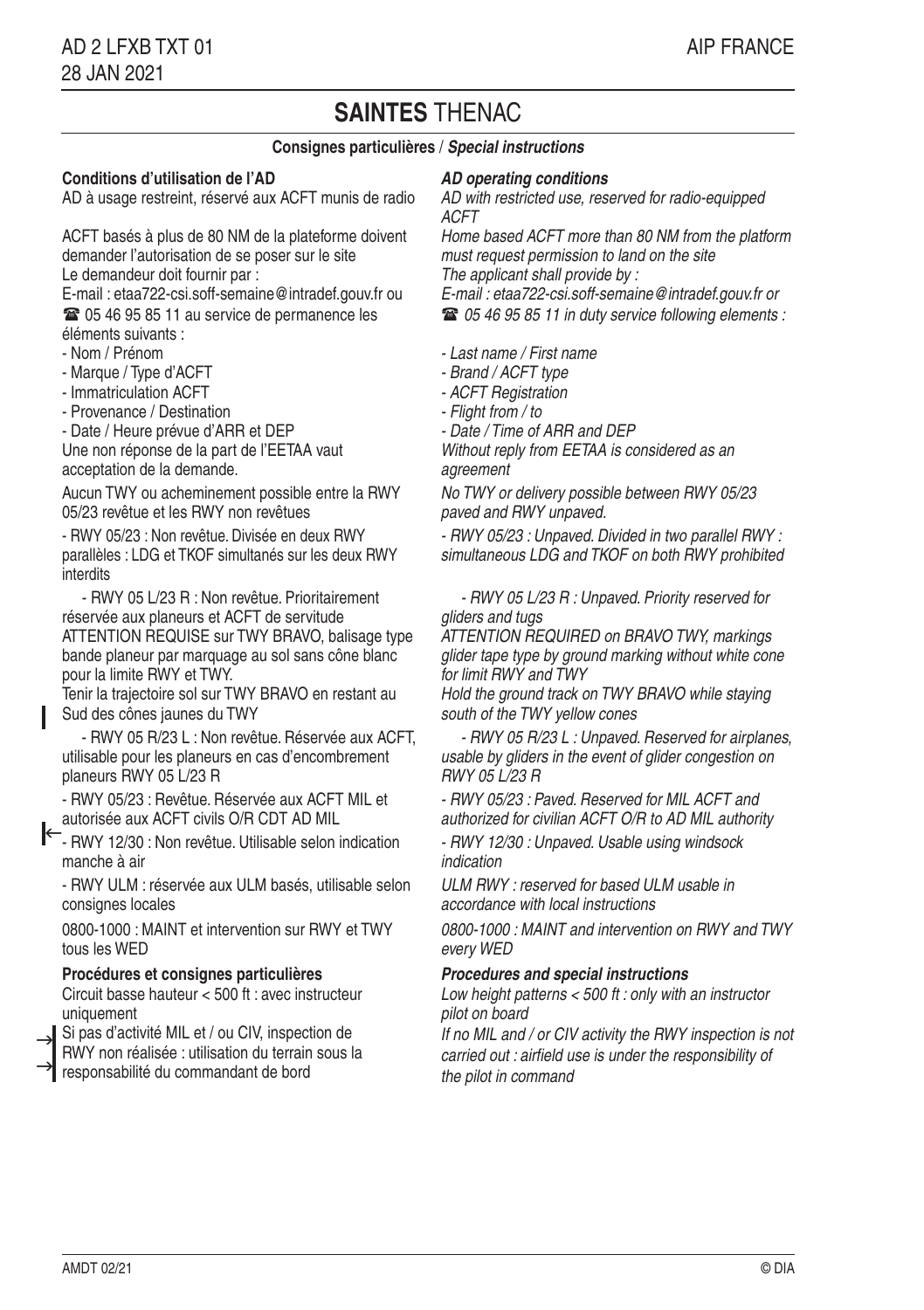# SAINTES THENAC

**Consignes particulières / *Special instructions***

**Conditions d'utilisation de l'AD**

AD à usage restreint, réservé aux ACFT munis de radio

ACFT basés à plus de 80 NM de la plateforme doivent demander l'autorisation de se poser sur le site

Le demandeur doit fournir par :

E-mail : etaa722-csi.soff-semaine@intradef.gouv.fr ou ☎ 05 46 95 85 11 au service de permanence les éléments suivants :

- Nom / Prénom
- Marque / Type d'ACFT
- Immatriculation ACFT
- Provenance / Destination
- Date / Heure prévue d'ARR et DEP

Une non réponse de la part de l'EETAA vaut acceptation de la demande.

Aucun TWY ou acheminement possible entre la RWY 05/23 revêtue et les RWY non revêtues

- RWY 05/23 : Non revêtue. Divisée en deux RWY parallèles : LDG et TKOF simultanés sur les deux RWY interdits

  - RWY 05 L/23 R : Non revêtue. Prioritairement réservée aux planeurs et ACFT de servitude

ATTENTION REQUISE sur TWY BRAVO, balisage type bande planeur par marquage au sol sans cône blanc pour la limite RWY et TWY.

Tenir la trajectoire sol sur TWY BRAVO en restant au Sud des cônes jaunes du TWY

  - RWY 05 R/23 L : Non revêtue. Réservée aux ACFT, utilisable pour les planeurs en cas d'encombrement planeurs RWY 05 L/23 R

- RWY 05/23 : Revêtue. Réservée aux ACFT MIL et autorisée aux ACFT civils O/R CDT AD MIL

- RWY 12/30 : Non revêtue. Utilisable selon indication manche à air

- RWY ULM : réservée aux ULM basés, utilisable selon consignes locales

0800-1000 : MAINT et intervention sur RWY et TWY tous les WED

**Procédures et consignes particulières**

Circuit basse hauteur < 500 ft : avec instructeur uniquement

Si pas d'activité MIL et / ou CIV, inspection de RWY non réalisée : utilisation du terrain sous la responsabilité du commandant de bord

***AD operating conditions***

*AD with restricted use, reserved for radio-equipped ACFT*

*Home based ACFT more than 80 NM from the platform must request permission to land on the site*

*The applicant shall provide by :*

*E-mail : etaa722-csi.soff-semaine@intradef.gouv.fr or ☎ 05 46 95 85 11 in duty service following elements :*

- *Last name / First name*
- *Brand / ACFT type*
- *ACFT Registration*
- *Flight from / to*
- *Date / Time of ARR and DEP*

*Without reply from EETAA is considered as an agreement*

*No TWY or delivery possible between RWY 05/23 paved and RWY unpaved.*

*- RWY 05/23 : Unpaved. Divided in two parallel RWY : simultaneous LDG and TKOF on both RWY prohibited*

  *- RWY 05 L/23 R : Unpaved. Priority reserved for gliders and tugs*

*ATTENTION REQUIRED on BRAVO TWY, markings glider tape type by ground marking without white cone for limit RWY and TWY*

*Hold the ground track on TWY BRAVO while staying south of the TWY yellow cones*

  *- RWY 05 R/23 L : Unpaved. Reserved for airplanes, usable by gliders in the event of glider congestion on RWY 05 L/23 R*

*- RWY 05/23 : Paved. Reserved for MIL ACFT and authorized for civilian ACFT O/R to AD MIL authority*

*- RWY 12/30 : Unpaved. Usable using windsock indication*

*ULM RWY : reserved for based ULM usable in accordance with local instructions*

*0800-1000 : MAINT and intervention on RWY and TWY every WED*

***Procedures and special instructions***

*Low height patterns < 500 ft : only with an instructor pilot on board*

*If no MIL and / or CIV activity the RWY inspection is not carried out : airfield use is under the responsibility of the pilot in command*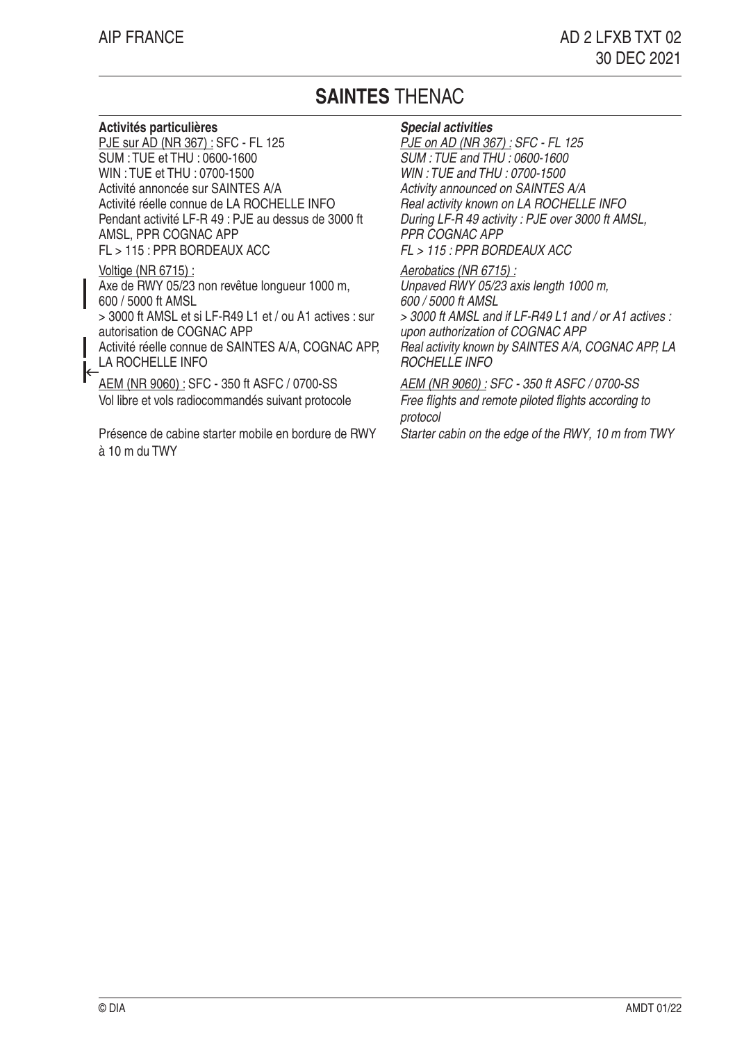# SAINTES THENAC

| **Activités particulières** | ***Special activities*** |
| --- | --- |
| PJE sur AD (NR 367) : SFC - FL 125<br>SUM : TUE et THU : 0600-1600<br>WIN : TUE et THU : 0700-1500<br>Activité annoncée sur SAINTES A/A<br>Activité réelle connue de LA ROCHELLE INFO<br>Pendant activité LF-R 49 : PJE au dessus de 3000 ft AMSL, PPR COGNAC APP<br>FL > 115 : PPR BORDEAUX ACC | *PJE on AD (NR 367) : SFC - FL 125*<br>*SUM : TUE and THU : 0600-1600*<br>*WIN : TUE and THU : 0700-1500*<br>*Activity announced on SAINTES A/A*<br>*Real activity known on LA ROCHELLE INFO*<br>*During LF-R 49 activity : PJE over 3000 ft AMSL, PPR COGNAC APP*<br>*FL > 115 : PPR BORDEAUX ACC* |
| Voltige (NR 6715) :<br>Axe de RWY 05/23 non revêtue longueur 1000 m, 600 / 5000 ft AMSL<br>> 3000 ft AMSL et si LF-R49 L1 et / ou A1 actives : sur autorisation de COGNAC APP<br>Activité réelle connue de SAINTES A/A, COGNAC APP, LA ROCHELLE INFO | *Aerobatics (NR 6715) :*<br>*Unpaved RWY 05/23 axis length 1000 m, 600 / 5000 ft AMSL*<br>*> 3000 ft AMSL and if LF-R49 L1 and / or A1 actives : upon authorization of COGNAC APP*<br>*Real activity known by SAINTES A/A, COGNAC APP, LA ROCHELLE INFO* |
| AEM (NR 9060) : SFC - 350 ft ASFC / 0700-SS<br>Vol libre et vols radiocommandés suivant protocole | *AEM (NR 9060) : SFC - 350 ft ASFC / 0700-SS*<br>*Free flights and remote piloted flights according to protocol* |
| Présence de cabine starter mobile en bordure de RWY à 10 m du TWY | *Starter cabin on the edge of the RWY, 10 m from TWY* |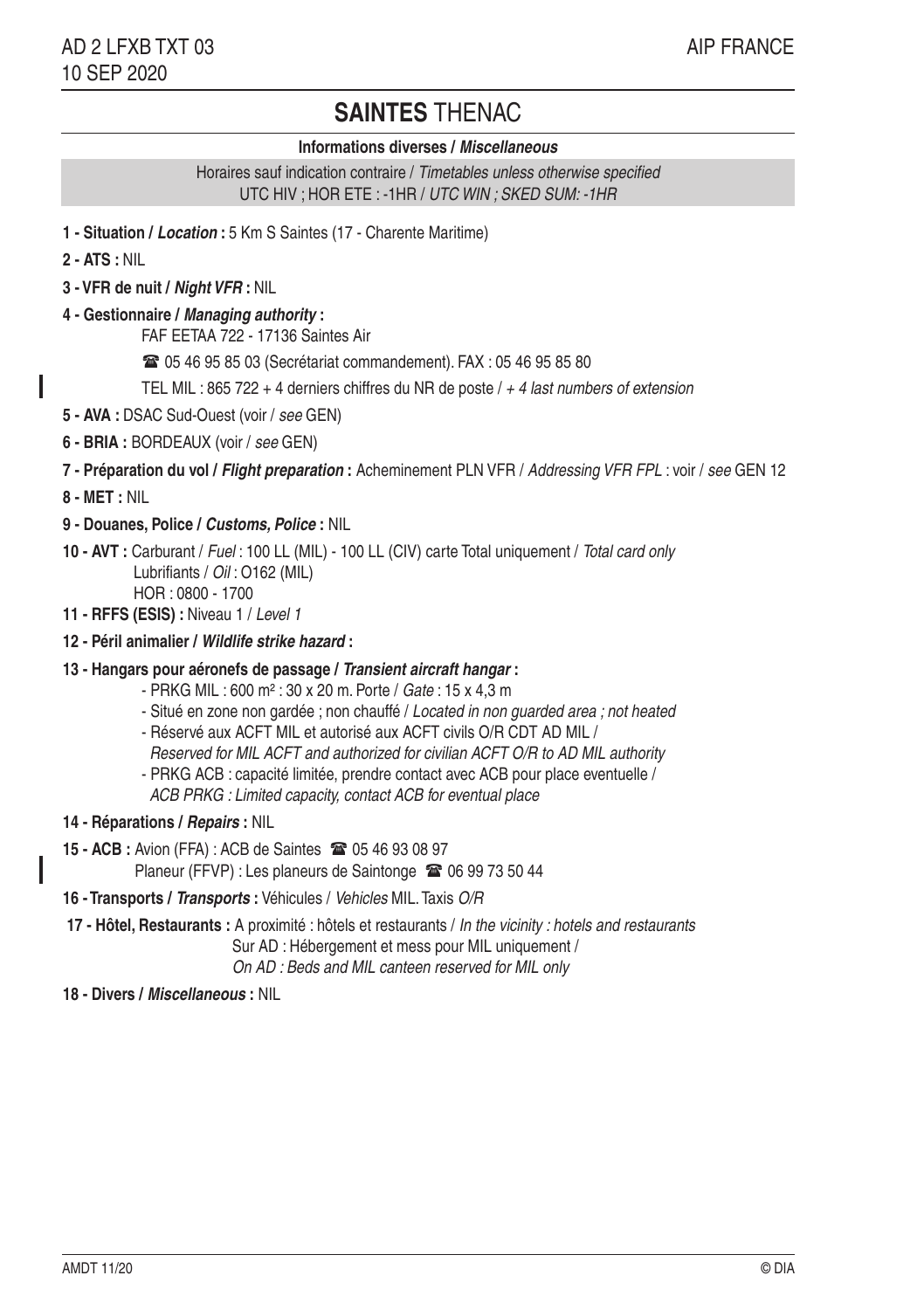# **SAINTES** THENAC

**Informations diverses / *Miscellaneous***

Horaires sauf indication contraire / *Timetables unless otherwise specified*
UTC HIV ; HOR ETE : -1HR / *UTC WIN ; SKED SUM: -1HR*

**1 - Situation / *Location* :** 5 Km S Saintes (17 - Charente Maritime)

**2 - ATS :** NIL

**3 - VFR de nuit / *Night VFR* :** NIL

**4 - Gestionnaire / *Managing authority* :**
FAF EETAA 722 - 17136 Saintes Air
☎ 05 46 95 85 03 (Secrétariat commandement). FAX : 05 46 95 85 80
TEL MIL : 865 722 + 4 derniers chiffres du NR de poste / *+ 4 last numbers of extension*

**5 - AVA :** DSAC Sud-Ouest (voir / *see* GEN)

**6 - BRIA :** BORDEAUX (voir / *see* GEN)

**7 - Préparation du vol / *Flight preparation* :** Acheminement PLN VFR / *Addressing VFR FPL* : voir / *see* GEN 12

**8 - MET :** NIL

**9 - Douanes, Police / *Customs, Police* :** NIL

**10 - AVT :** Carburant / *Fuel* : 100 LL (MIL) - 100 LL (CIV) carte Total uniquement / *Total card only*
Lubrifiants / *Oil* : O162 (MIL)
HOR : 0800 - 1700

**11 - RFFS (ESIS) :** Niveau 1 / *Level 1*

**12 - Péril animalier / *Wildlife strike hazard* :**

**13 - Hangars pour aéronefs de passage / *Transient aircraft hangar* :**
- PRKG MIL : 600 m² : 30 x 20 m. Porte / *Gate* : 15 x 4,3 m
- Situé en zone non gardée ; non chauffé / *Located in non guarded area ; not heated*
- Réservé aux ACFT MIL et autorisé aux ACFT civils O/R CDT AD MIL / *Reserved for MIL ACFT and authorized for civilian ACFT O/R to AD MIL authority*
- PRKG ACB : capacité limitée, prendre contact avec ACB pour place eventuelle / *ACB PRKG : Limited capacity, contact ACB for eventual place*

**14 - Réparations / *Repairs* :** NIL

**15 - ACB :** Avion (FFA) : ACB de Saintes ☎ 05 46 93 08 97
Planeur (FFVP) : Les planeurs de Saintonge ☎ 06 99 73 50 44

**16 - Transports / *Transports* :** Véhicules / *Vehicles* MIL. Taxis *O/R*

**17 - Hôtel, Restaurants :** A proximité : hôtels et restaurants / *In the vicinity : hotels and restaurants*
Sur AD : Hébergement et mess pour MIL uniquement / *On AD : Beds and MIL canteen reserved for MIL only*

**18 - Divers / *Miscellaneous* :** NIL